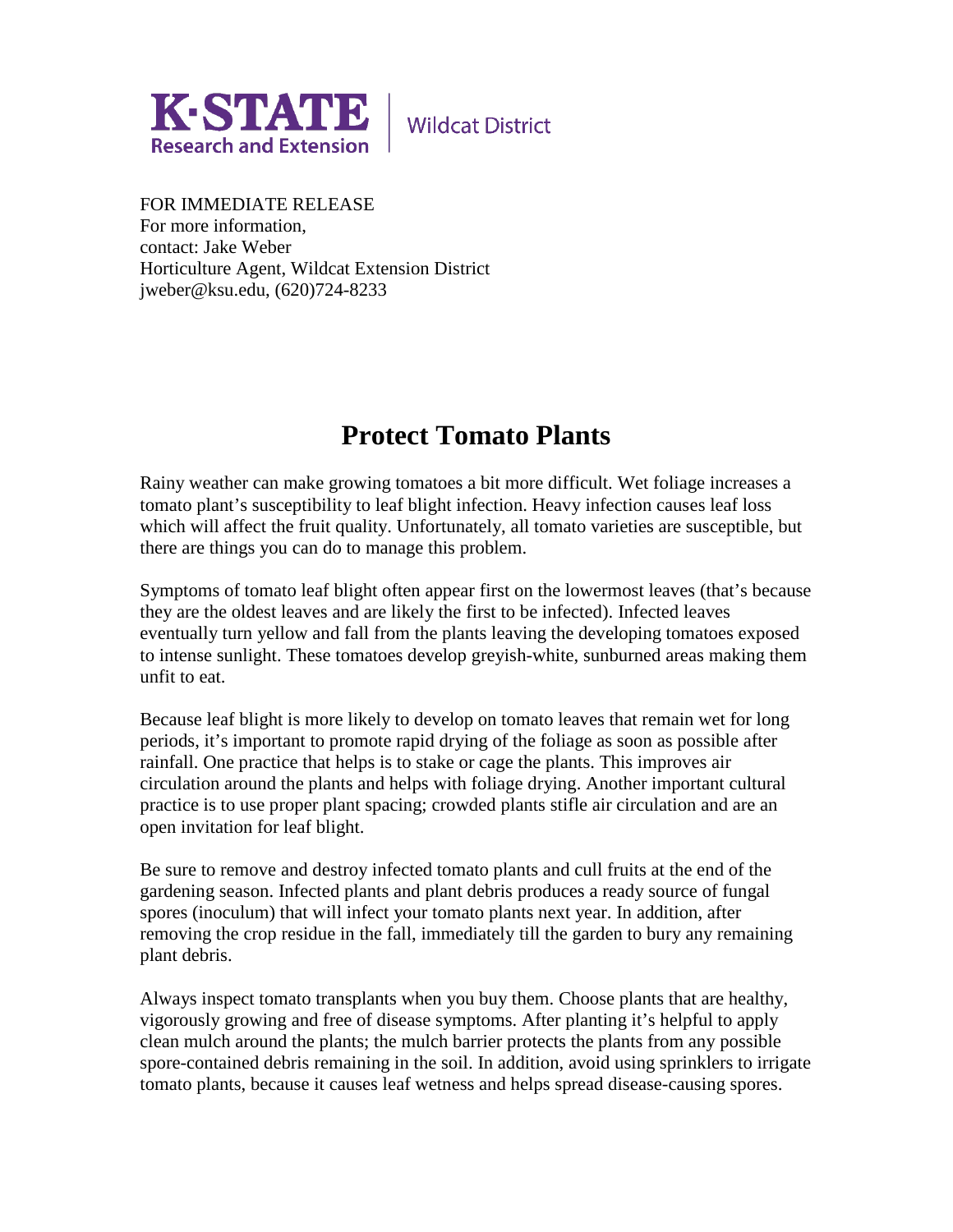K·STATE Research and Extension | Wildcat District

FOR IMMEDIATE RELEASE
For more information,
contact: Jake Weber
Horticulture Agent, Wildcat Extension District
jweber@ksu.edu, (620)724-8233

# Protect Tomato Plants

Rainy weather can make growing tomatoes a bit more difficult. Wet foliage increases a tomato plant's susceptibility to leaf blight infection. Heavy infection causes leaf loss which will affect the fruit quality. Unfortunately, all tomato varieties are susceptible, but there are things you can do to manage this problem.

Symptoms of tomato leaf blight often appear first on the lowermost leaves (that's because they are the oldest leaves and are likely the first to be infected). Infected leaves eventually turn yellow and fall from the plants leaving the developing tomatoes exposed to intense sunlight. These tomatoes develop greyish-white, sunburned areas making them unfit to eat.

Because leaf blight is more likely to develop on tomato leaves that remain wet for long periods, it's important to promote rapid drying of the foliage as soon as possible after rainfall. One practice that helps is to stake or cage the plants. This improves air circulation around the plants and helps with foliage drying. Another important cultural practice is to use proper plant spacing; crowded plants stifle air circulation and are an open invitation for leaf blight.

Be sure to remove and destroy infected tomato plants and cull fruits at the end of the gardening season. Infected plants and plant debris produces a ready source of fungal spores (inoculum) that will infect your tomato plants next year. In addition, after removing the crop residue in the fall, immediately till the garden to bury any remaining plant debris.

Always inspect tomato transplants when you buy them. Choose plants that are healthy, vigorously growing and free of disease symptoms. After planting it's helpful to apply clean mulch around the plants; the mulch barrier protects the plants from any possible spore-contained debris remaining in the soil. In addition, avoid using sprinklers to irrigate tomato plants, because it causes leaf wetness and helps spread disease-causing spores.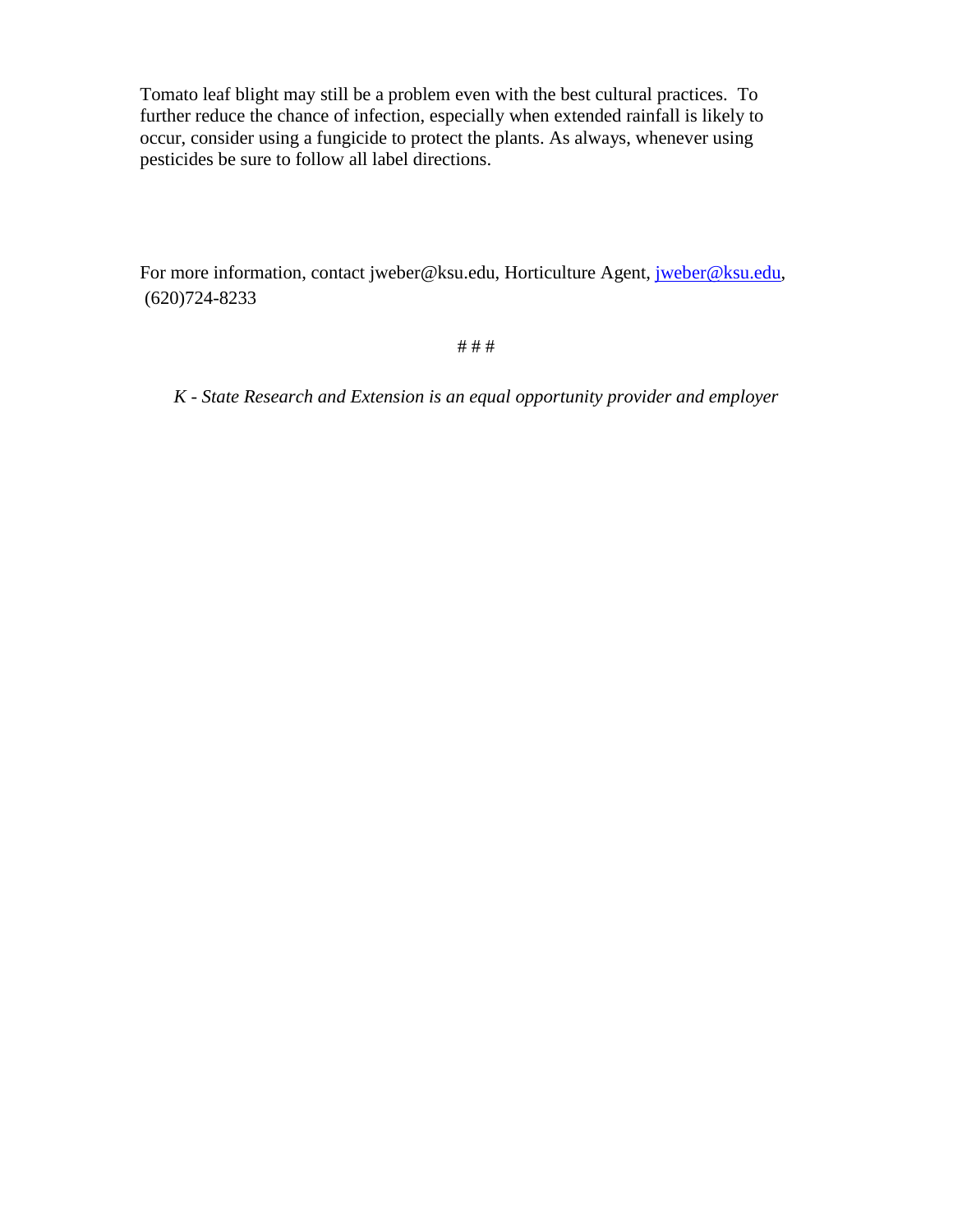Tomato leaf blight may still be a problem even with the best cultural practices. To further reduce the chance of infection, especially when extended rainfall is likely to occur, consider using a fungicide to protect the plants. As always, whenever using pesticides be sure to follow all label directions.

For more information, contact jweber@ksu.edu, Horticulture Agent, jweber@ksu.edu, (620)724-8233

# # #

*K - State Research and Extension is an equal opportunity provider and employer*